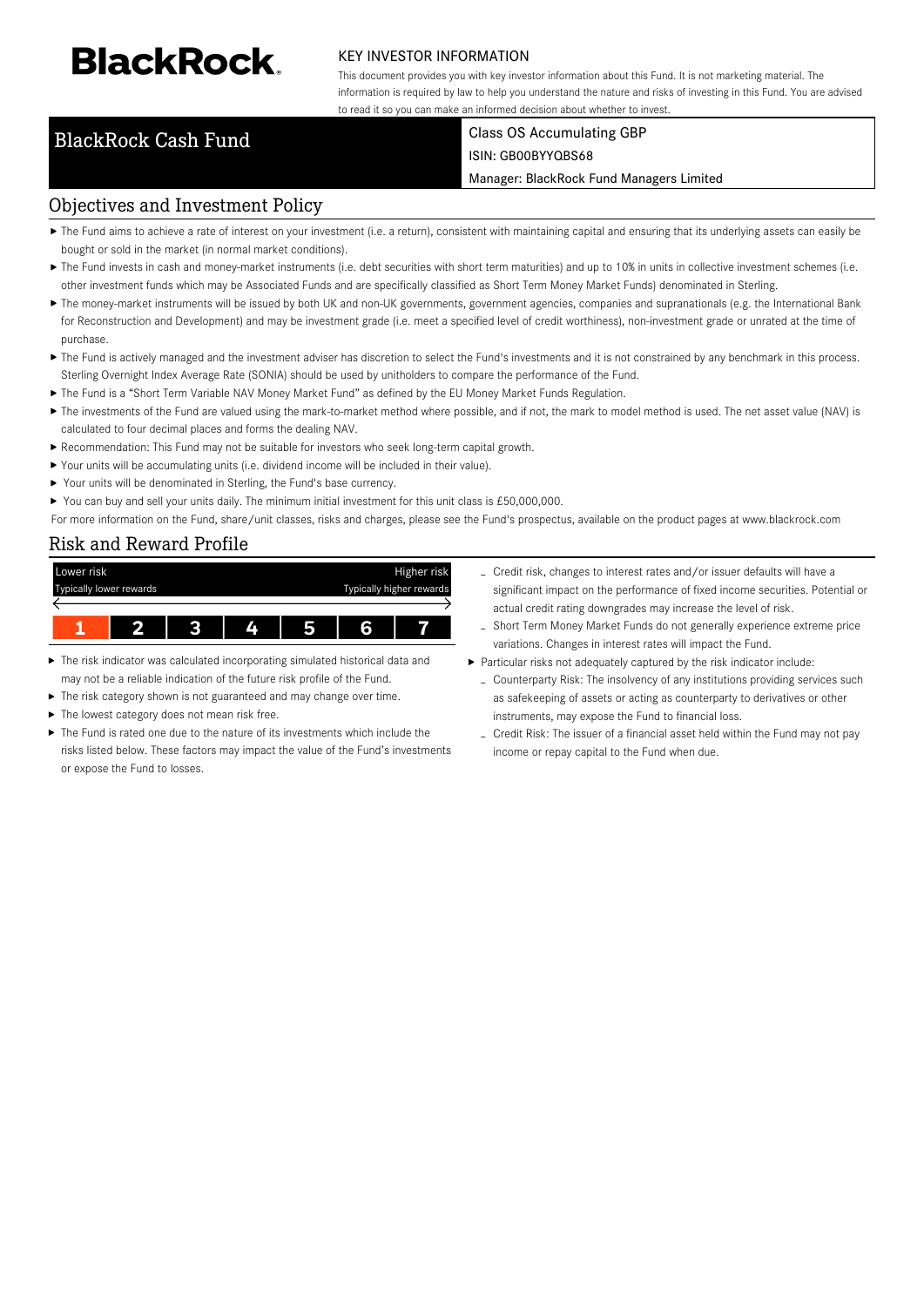**BlackRock**

KEY INVESTOR INFORMATION

This document provides you with key investor information about this Fund. It is not marketing material. The information is required by law to help you understand the nature and risks of investing in this Fund. You are advised to read it so you can make an informed decision about whether to invest.

# BlackRock Cash Fund

Class OS Accumulating GBP

ISIN: GB00BYYQBS68

Manager: BlackRock Fund Managers Limited

## Objectives and Investment Policy

- The Fund aims to achieve a rate of interest on your investment (i.e. a return), consistent with maintaining capital and ensuring that its underlying assets can easily be bought or sold in the market (in normal market conditions).
- The Fund invests in cash and money-market instruments (i.e. debt securities with short term maturities) and up to 10% in units in collective investment schemes (i.e. other investment funds which may be Associated Funds and are specifically classified as Short Term Money Market Funds) denominated in Sterling.
- The money-market instruments will be issued by both UK and non-UK governments, government agencies, companies and supranationals (e.g. the International Bank for Reconstruction and Development) and may be investment grade (i.e. meet a specified level of credit worthiness), non-investment grade or unrated at the time of purchase.
- The Fund is actively managed and the investment adviser has discretion to select the Fund's investments and it is not constrained by any benchmark in this process. Sterling Overnight Index Average Rate (SONIA) should be used by unitholders to compare the performance of the Fund.
- The Fund is a "Short Term Variable NAV Money Market Fund" as defined by the EU Money Market Funds Regulation.
- The investments of the Fund are valued using the mark-to-market method where possible, and if not, the mark to model method is used. The net asset value (NAV) is calculated to four decimal places and forms the dealing NAV.
- Recommendation: This Fund may not be suitable for investors who seek long-term capital growth.
- Your units will be accumulating units (i.e. dividend income will be included in their value).
- Your units will be denominated in Sterling, the Fund's base currency.
- You can buy and sell your units daily. The minimum initial investment for this unit class is £50,000,000.

For more information on the Fund, share/unit classes, risks and charges, please see the Fund's prospectus, available on the product pages at www.blackrock.com

## Risk and Reward Profile

| Lower risk<br>Typically lower rewards | | | | | | Higher risk<br>Typically higher rewards |
|---|---|---|---|---|---|---|
| **1** | 2 | 3 | 4 | 5 | 6 | 7 |

- The risk indicator was calculated incorporating simulated historical data and may not be a reliable indication of the future risk profile of the Fund.
- The risk category shown is not guaranteed and may change over time.
- The lowest category does not mean risk free.
- The Fund is rated one due to the nature of its investments which include the risks listed below. These factors may impact the value of the Fund's investments or expose the Fund to losses.
  - Credit risk, changes to interest rates and/or issuer defaults will have a significant impact on the performance of fixed income securities. Potential or actual credit rating downgrades may increase the level of risk.
  - Short Term Money Market Funds do not generally experience extreme price variations. Changes in interest rates will impact the Fund.
- Particular risks not adequately captured by the risk indicator include:
  - Counterparty Risk: The insolvency of any institutions providing services such as safekeeping of assets or acting as counterparty to derivatives or other instruments, may expose the Fund to financial loss.
  - Credit Risk: The issuer of a financial asset held within the Fund may not pay income or repay capital to the Fund when due.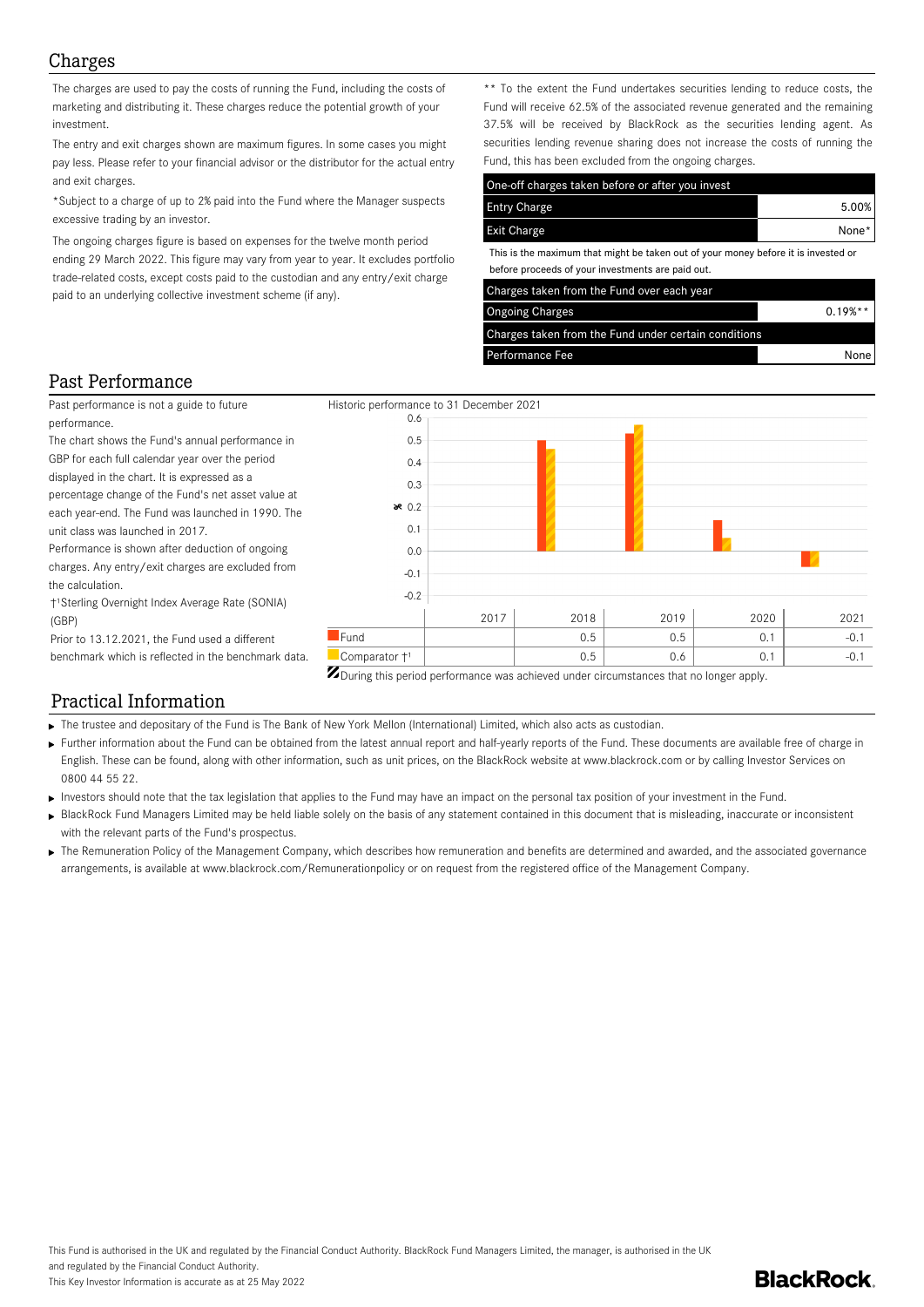## Charges

The charges are used to pay the costs of running the Fund, including the costs of marketing and distributing it. These charges reduce the potential growth of your investment.

The entry and exit charges shown are maximum figures. In some cases you might pay less. Please refer to your financial advisor or the distributor for the actual entry and exit charges.

*Subject to a charge of up to 2% paid into the Fund where the Manager suspects excessive trading by an investor.

The ongoing charges figure is based on expenses for the twelve month period ending 29 March 2022. This figure may vary from year to year. It excludes portfolio trade-related costs, except costs paid to the custodian and any entry/exit charge paid to an underlying collective investment scheme (if any).

** To the extent the Fund undertakes securities lending to reduce costs, the Fund will receive 62.5% of the associated revenue generated and the remaining 37.5% will be received by BlackRock as the securities lending agent. As securities lending revenue sharing does not increase the costs of running the Fund, this has been excluded from the ongoing charges.

| One-off charges taken before or after you invest | |
|---|---|
| Entry Charge | 5.00% |
| Exit Charge | None* |

This is the maximum that might be taken out of your money before it is invested or before proceeds of your investments are paid out.

| Charges taken from the Fund over each year | |
|---|---|
| Ongoing Charges | 0.19%** |

| Charges taken from the Fund under certain conditions | |
|---|---|
| Performance Fee | None |

## Past Performance

Past performance is not a guide to future performance.

The chart shows the Fund's annual performance in GBP for each full calendar year over the period displayed in the chart. It is expressed as a percentage change of the Fund's net asset value at each year-end. The Fund was launched in 1990. The unit class was launched in 2017.

Performance is shown after deduction of ongoing charges. Any entry/exit charges are excluded from the calculation.

†[1]Sterling Overnight Index Average Rate (SONIA) (GBP)

Prior to 13.12.2021, the Fund used a different benchmark which is reflected in the benchmark data.

Historic performance to 31 December 2021

0.6
0.5
0.4
0.3
% 0.2
0.1
0.0
-0.1
-0.2

| | 2017 | 2018 | 2019 | 2020 | 2021 |
|---|---|---|---|---|---|
| Fund | | 0.5 | 0.5 | 0.1 | -0.1 |
| Comparator †[1] | | 0.5 | 0.6 | 0.1 | -0.1 |

During this period performance was achieved under circumstances that no longer apply.

## Practical Information

- The trustee and depositary of the Fund is The Bank of New York Mellon (International) Limited, which also acts as custodian.
- Further information about the Fund can be obtained from the latest annual report and half-yearly reports of the Fund. These documents are available free of charge in English. These can be found, along with other information, such as unit prices, on the BlackRock website at www.blackrock.com or by calling Investor Services on 0800 44 55 22.
- Investors should note that the tax legislation that applies to the Fund may have an impact on the personal tax position of your investment in the Fund.
- BlackRock Fund Managers Limited may be held liable solely on the basis of any statement contained in this document that is misleading, inaccurate or inconsistent with the relevant parts of the Fund's prospectus.
- The Remuneration Policy of the Management Company, which describes how remuneration and benefits are determined and awarded, and the associated governance arrangements, is available at www.blackrock.com/Remunerationpolicy or on request from the registered office of the Management Company.

This Fund is authorised in the UK and regulated by the Financial Conduct Authority. BlackRock Fund Managers Limited, the manager, is authorised in the UK and regulated by the Financial Conduct Authority.

This Key Investor Information is accurate as at 25 May 2022

BlackRock.